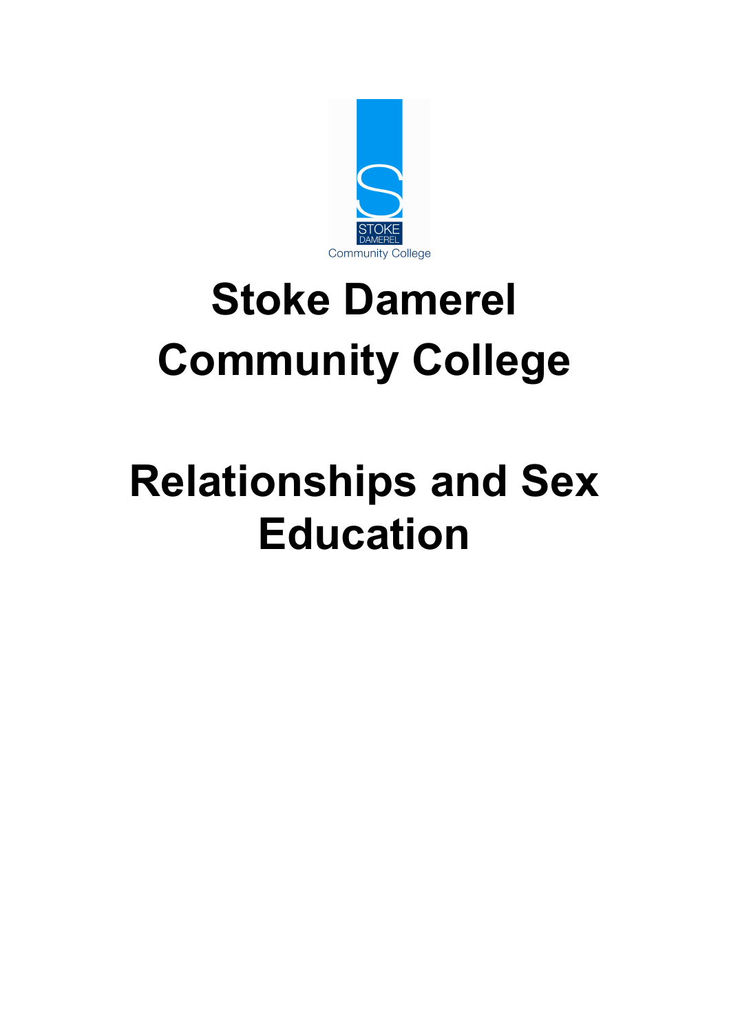# Stoke Damerel Community College

# Relationships and Sex Education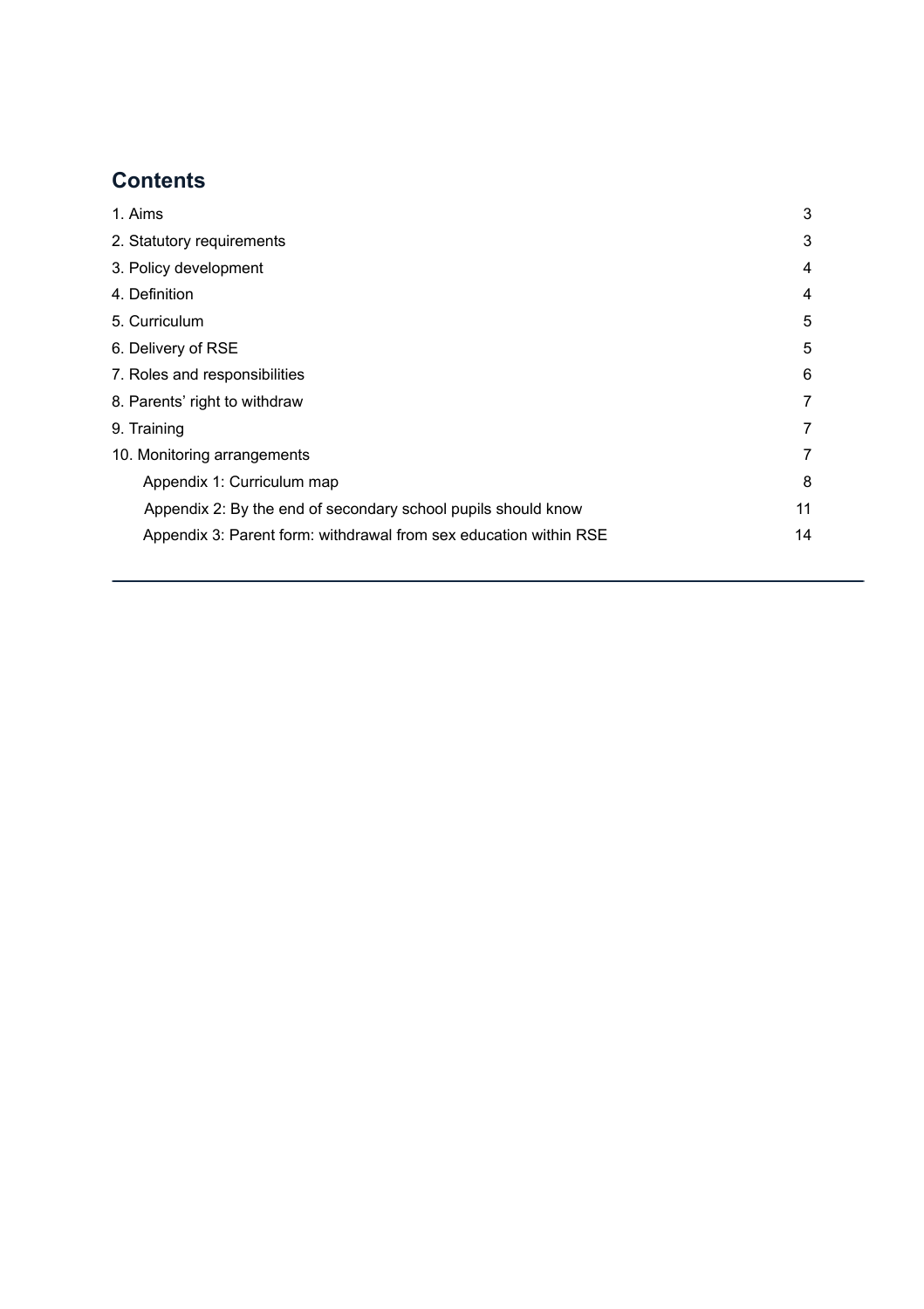## Contents

| | |
|---|---|
| 1. Aims | 3 |
| 2. Statutory requirements | 3 |
| 3. Policy development | 4 |
| 4. Definition | 4 |
| 5. Curriculum | 5 |
| 6. Delivery of RSE | 5 |
| 7. Roles and responsibilities | 6 |
| 8. Parents' right to withdraw | 7 |
| 9. Training | 7 |
| 10. Monitoring arrangements | 7 |
| Appendix 1: Curriculum map | 8 |
| Appendix 2: By the end of secondary school pupils should know | 11 |
| Appendix 3: Parent form: withdrawal from sex education within RSE | 14 |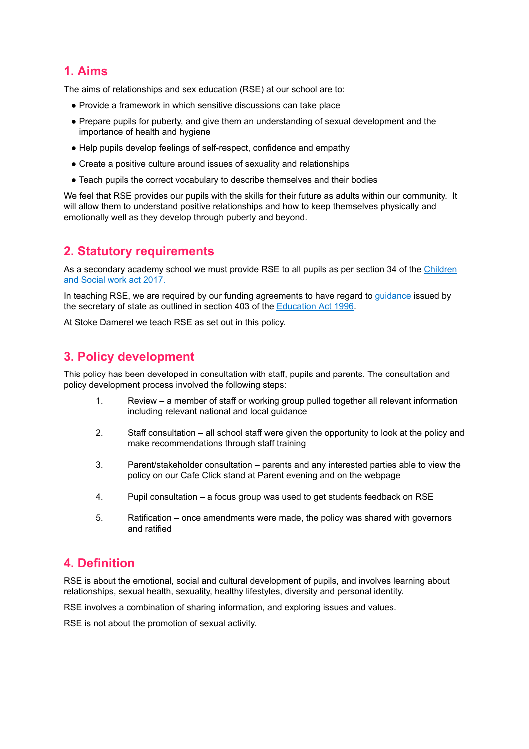## 1. Aims

The aims of relationships and sex education (RSE) at our school are to:

- Provide a framework in which sensitive discussions can take place
- Prepare pupils for puberty, and give them an understanding of sexual development and the importance of health and hygiene
- Help pupils develop feelings of self-respect, confidence and empathy
- Create a positive culture around issues of sexuality and relationships
- Teach pupils the correct vocabulary to describe themselves and their bodies

We feel that RSE provides our pupils with the skills for their future as adults within our community. It will allow them to understand positive relationships and how to keep themselves physically and emotionally well as they develop through puberty and beyond.

## 2. Statutory requirements

As a secondary academy school we must provide RSE to all pupils as per section 34 of the Children and Social work act 2017.

In teaching RSE, we are required by our funding agreements to have regard to guidance issued by the secretary of state as outlined in section 403 of the Education Act 1996.

At Stoke Damerel we teach RSE as set out in this policy.

## 3. Policy development

This policy has been developed in consultation with staff, pupils and parents. The consultation and policy development process involved the following steps:

1. Review – a member of staff or working group pulled together all relevant information including relevant national and local guidance
2. Staff consultation – all school staff were given the opportunity to look at the policy and make recommendations through staff training
3. Parent/stakeholder consultation – parents and any interested parties able to view the policy on our Cafe Click stand at Parent evening and on the webpage
4. Pupil consultation – a focus group was used to get students feedback on RSE
5. Ratification – once amendments were made, the policy was shared with governors and ratified

## 4. Definition

RSE is about the emotional, social and cultural development of pupils, and involves learning about relationships, sexual health, sexuality, healthy lifestyles, diversity and personal identity.

RSE involves a combination of sharing information, and exploring issues and values.

RSE is not about the promotion of sexual activity.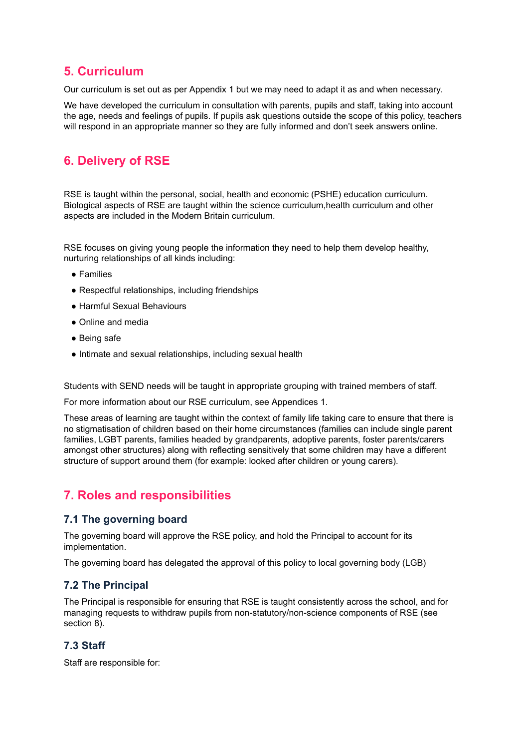## 5. Curriculum

Our curriculum is set out as per Appendix 1 but we may need to adapt it as and when necessary.

We have developed the curriculum in consultation with parents, pupils and staff, taking into account the age, needs and feelings of pupils. If pupils ask questions outside the scope of this policy, teachers will respond in an appropriate manner so they are fully informed and don't seek answers online.

## 6. Delivery of RSE

RSE is taught within the personal, social, health and economic (PSHE) education curriculum. Biological aspects of RSE are taught within the science curriculum,health curriculum and other aspects are included in the Modern Britain curriculum.

RSE focuses on giving young people the information they need to help them develop healthy, nurturing relationships of all kinds including:

- Families
- Respectful relationships, including friendships
- Harmful Sexual Behaviours
- Online and media
- Being safe
- Intimate and sexual relationships, including sexual health

Students with SEND needs will be taught in appropriate grouping with trained members of staff.

For more information about our RSE curriculum, see Appendices 1.

These areas of learning are taught within the context of family life taking care to ensure that there is no stigmatisation of children based on their home circumstances (families can include single parent families, LGBT parents, families headed by grandparents, adoptive parents, foster parents/carers amongst other structures) along with reflecting sensitively that some children may have a different structure of support around them (for example: looked after children or young carers).

## 7. Roles and responsibilities

### 7.1 The governing board

The governing board will approve the RSE policy, and hold the Principal to account for its implementation.

The governing board has delegated the approval of this policy to local governing body (LGB)

### 7.2 The Principal

The Principal is responsible for ensuring that RSE is taught consistently across the school, and for managing requests to withdraw pupils from non-statutory/non-science components of RSE (see section 8).

### 7.3 Staff

Staff are responsible for: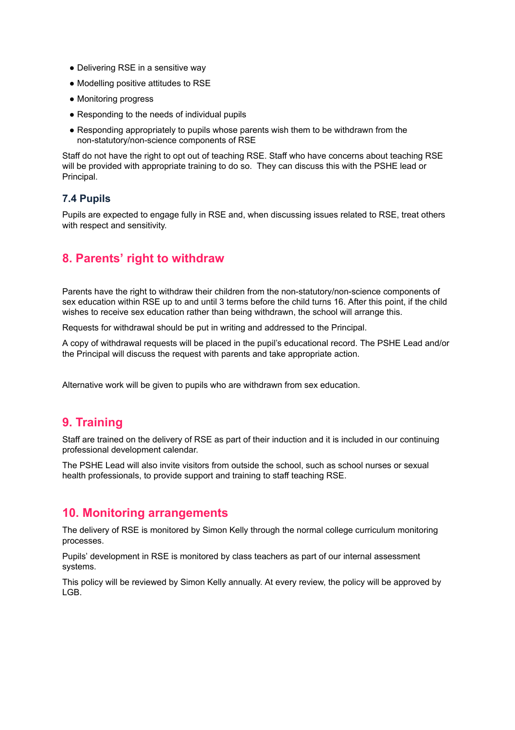- Delivering RSE in a sensitive way
- Modelling positive attitudes to RSE
- Monitoring progress
- Responding to the needs of individual pupils
- Responding appropriately to pupils whose parents wish them to be withdrawn from the non-statutory/non-science components of RSE

Staff do not have the right to opt out of teaching RSE. Staff who have concerns about teaching RSE will be provided with appropriate training to do so. They can discuss this with the PSHE lead or Principal.

### 7.4 Pupils

Pupils are expected to engage fully in RSE and, when discussing issues related to RSE, treat others with respect and sensitivity.

## 8. Parents' right to withdraw

Parents have the right to withdraw their children from the non-statutory/non-science components of sex education within RSE up to and until 3 terms before the child turns 16. After this point, if the child wishes to receive sex education rather than being withdrawn, the school will arrange this.

Requests for withdrawal should be put in writing and addressed to the Principal.

A copy of withdrawal requests will be placed in the pupil's educational record. The PSHE Lead and/or the Principal will discuss the request with parents and take appropriate action.

Alternative work will be given to pupils who are withdrawn from sex education.

## 9. Training

Staff are trained on the delivery of RSE as part of their induction and it is included in our continuing professional development calendar.

The PSHE Lead will also invite visitors from outside the school, such as school nurses or sexual health professionals, to provide support and training to staff teaching RSE.

## 10. Monitoring arrangements

The delivery of RSE is monitored by Simon Kelly through the normal college curriculum monitoring processes.

Pupils' development in RSE is monitored by class teachers as part of our internal assessment systems.

This policy will be reviewed by Simon Kelly annually. At every review, the policy will be approved by LGB.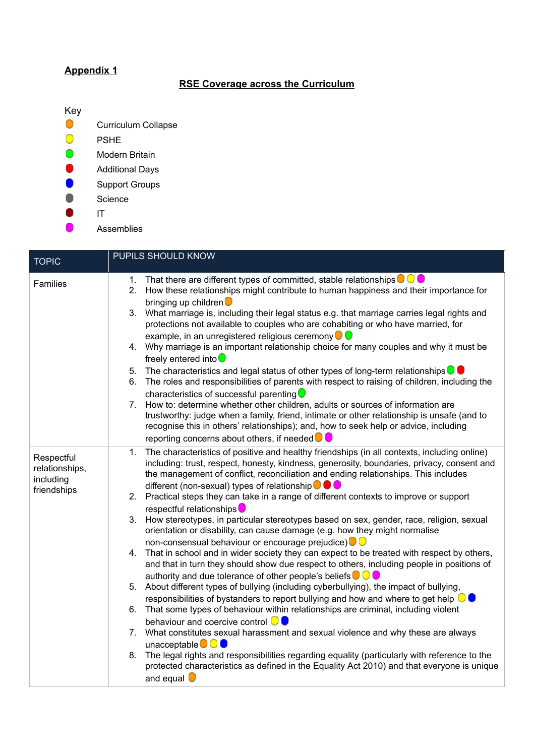**Appendix 1**

## RSE Coverage across the Curriculum

Key

- 🟠 Curriculum Collapse
- 🟡 PSHE
- 🟢 Modern Britain
- 🔴 Additional Days
- 🔵 Support Groups
- ⚫ Science
- 🟤 IT
- 🟣 Assemblies

| TOPIC | PUPILS SHOULD KNOW |
|---|---|
| Families | 1. That there are different types of committed, stable relationships 🟠 🟡 🟣<br>2. How these relationships might contribute to human happiness and their importance for bringing up children 🟠<br>3. What marriage is, including their legal status e.g. that marriage carries legal rights and protections not available to couples who are cohabiting or who have married, for example, in an unregistered religious ceremony 🟠 🟢<br>4. Why marriage is an important relationship choice for many couples and why it must be freely entered into 🟢<br>5. The characteristics and legal status of other types of long-term relationships 🟢 🔴<br>6. The roles and responsibilities of parents with respect to raising of children, including the characteristics of successful parenting 🟢<br>7. How to: determine whether other children, adults or sources of information are trustworthy: judge when a family, friend, intimate or other relationship is unsafe (and to recognise this in others' relationships); and, how to seek help or advice, including reporting concerns about others, if needed 🟠 🟣 |
| Respectful relationships, including friendships | 1. The characteristics of positive and healthy friendships (in all contexts, including online) including: trust, respect, honesty, kindness, generosity, boundaries, privacy, consent and the management of conflict, reconciliation and ending relationships. This includes different (non-sexual) types of relationship 🟠 🔴 🟣<br>2. Practical steps they can take in a range of different contexts to improve or support respectful relationships 🟣<br>3. How stereotypes, in particular stereotypes based on sex, gender, race, religion, sexual orientation or disability, can cause damage (e.g. how they might normalise non-consensual behaviour or encourage prejudice) 🟠 🟡<br>4. That in school and in wider society they can expect to be treated with respect by others, and that in turn they should show due respect to others, including people in positions of authority and due tolerance of other people's beliefs 🟠 🟡 🟣<br>5. About different types of bullying (including cyberbullying), the impact of bullying, responsibilities of bystanders to report bullying and how and where to get help 🟡 🔵<br>6. That some types of behaviour within relationships are criminal, including violent behaviour and coercive control 🟡 🔵<br>7. What constitutes sexual harassment and sexual violence and why these are always unacceptable 🟠 🟡 🔵<br>8. The legal rights and responsibilities regarding equality (particularly with reference to the protected characteristics as defined in the Equality Act 2010) and that everyone is unique and equal 🟠 |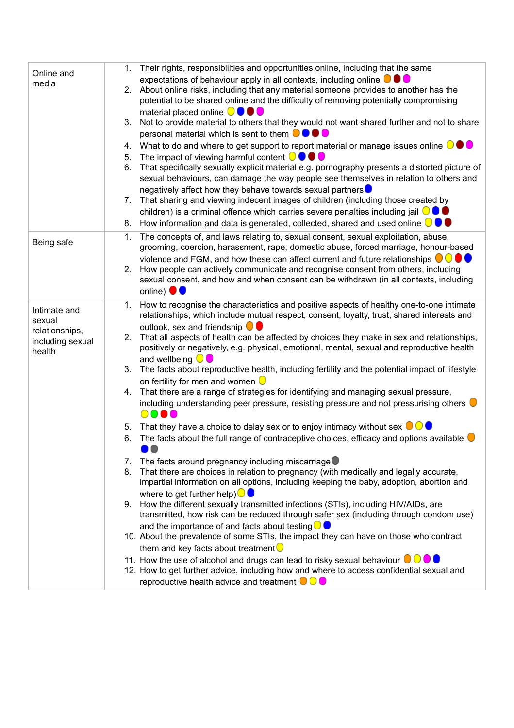| | |
|---|---|
| Online and media | 1. Their rights, responsibilities and opportunities online, including that the same expectations of behaviour apply in all contexts, including online<br>2. About online risks, including that any material someone provides to another has the potential to be shared online and the difficulty of removing potentially compromising material placed online<br>3. Not to provide material to others that they would not want shared further and not to share personal material which is sent to them<br>4. What to do and where to get support to report material or manage issues online<br>5. The impact of viewing harmful content<br>6. That specifically sexually explicit material e.g. pornography presents a distorted picture of sexual behaviours, can damage the way people see themselves in relation to others and negatively affect how they behave towards sexual partners<br>7. That sharing and viewing indecent images of children (including those created by children) is a criminal offence which carries severe penalties including jail<br>8. How information and data is generated, collected, shared and used online |
| Being safe | 1. The concepts of, and laws relating to, sexual consent, sexual exploitation, abuse, grooming, coercion, harassment, rape, domestic abuse, forced marriage, honour-based violence and FGM, and how these can affect current and future relationships<br>2. How people can actively communicate and recognise consent from others, including sexual consent, and how and when consent can be withdrawn (in all contexts, including online) |
| Intimate and sexual relationships, including sexual health | 1. How to recognise the characteristics and positive aspects of healthy one-to-one intimate relationships, which include mutual respect, consent, loyalty, trust, shared interests and outlook, sex and friendship<br>2. That all aspects of health can be affected by choices they make in sex and relationships, positively or negatively, e.g. physical, emotional, mental, sexual and reproductive health and wellbeing<br>3. The facts about reproductive health, including fertility and the potential impact of lifestyle on fertility for men and women<br>4. That there are a range of strategies for identifying and managing sexual pressure, including understanding peer pressure, resisting pressure and not pressurising others<br>5. That they have a choice to delay sex or to enjoy intimacy without sex<br>6. The facts about the full range of contraceptive choices, efficacy and options available<br>7. The facts around pregnancy including miscarriage<br>8. That there are choices in relation to pregnancy (with medically and legally accurate, impartial information on all options, including keeping the baby, adoption, abortion and where to get further help)<br>9. How the different sexually transmitted infections (STIs), including HIV/AIDs, are transmitted, how risk can be reduced through safer sex (including through condom use) and the importance of and facts about testing<br>10. About the prevalence of some STIs, the impact they can have on those who contract them and key facts about treatment<br>11. How the use of alcohol and drugs can lead to risky sexual behaviour<br>12. How to get further advice, including how and where to access confidential sexual and reproductive health advice and treatment |